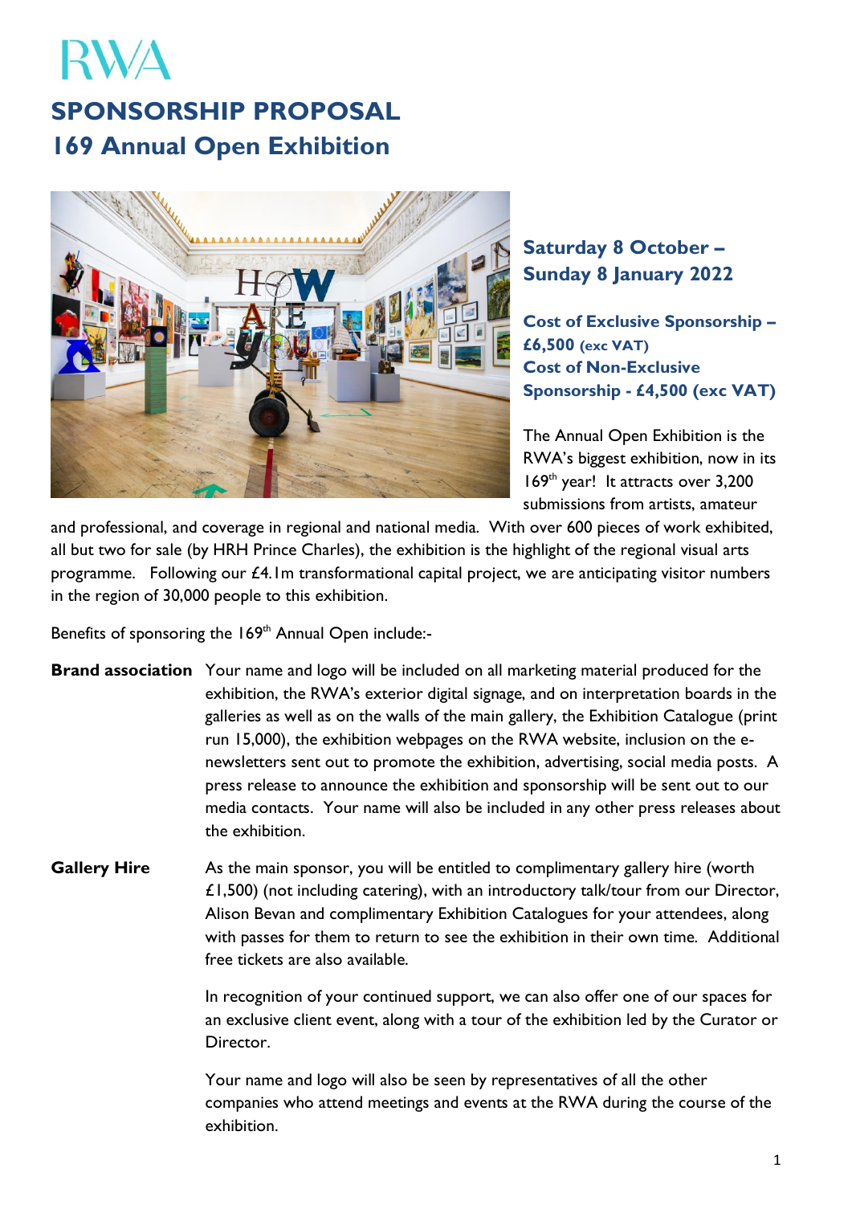RWA

# SPONSORSHIP PROPOSAL

## 169 Annual Open Exhibition

### Saturday 8 October – Sunday 8 January 2022

**Cost of Exclusive Sponsorship – £6,500 (exc VAT)**
**Cost of Non-Exclusive Sponsorship - £4,500 (exc VAT)**

The Annual Open Exhibition is the RWA's biggest exhibition, now in its 169th year! It attracts over 3,200 submissions from artists, amateur and professional, and coverage in regional and national media. With over 600 pieces of work exhibited, all but two for sale (by HRH Prince Charles), the exhibition is the highlight of the regional visual arts programme. Following our £4.1m transformational capital project, we are anticipating visitor numbers in the region of 30,000 people to this exhibition.

Benefits of sponsoring the 169th Annual Open include:-

**Brand association** Your name and logo will be included on all marketing material produced for the exhibition, the RWA's exterior digital signage, and on interpretation boards in the galleries as well as on the walls of the main gallery, the Exhibition Catalogue (print run 15,000), the exhibition webpages on the RWA website, inclusion on the e-newsletters sent out to promote the exhibition, advertising, social media posts. A press release to announce the exhibition and sponsorship will be sent out to our media contacts. Your name will also be included in any other press releases about the exhibition.

**Gallery Hire** As the main sponsor, you will be entitled to complimentary gallery hire (worth £1,500) (not including catering), with an introductory talk/tour from our Director, Alison Bevan and complimentary Exhibition Catalogues for your attendees, along with passes for them to return to see the exhibition in their own time. Additional free tickets are also available.

In recognition of your continued support, we can also offer one of our spaces for an exclusive client event, along with a tour of the exhibition led by the Curator or Director.

Your name and logo will also be seen by representatives of all the other companies who attend meetings and events at the RWA during the course of the exhibition.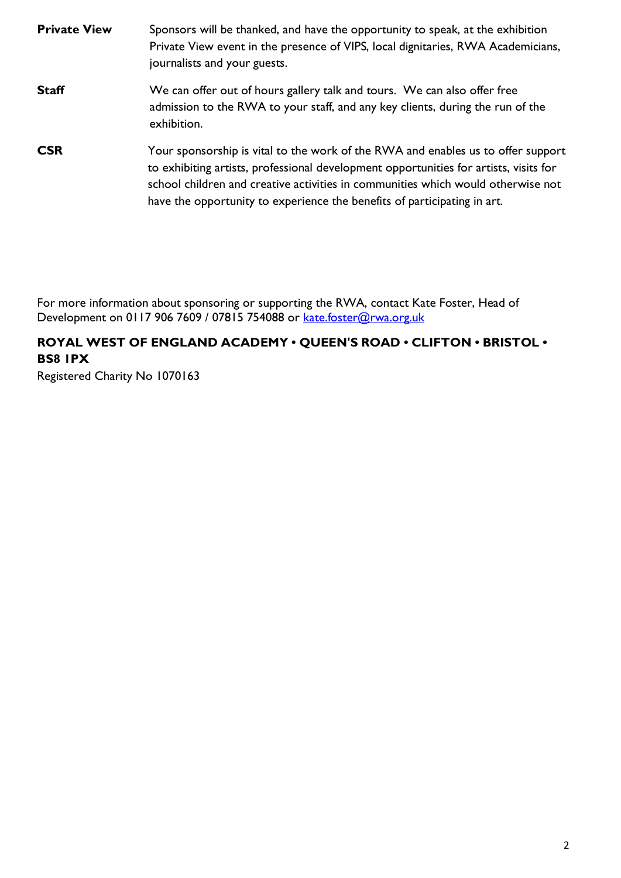| | |
|---|---|
| **Private View** | Sponsors will be thanked, and have the opportunity to speak, at the exhibition Private View event in the presence of VIPS, local dignitaries, RWA Academicians, journalists and your guests. |
| **Staff** | We can offer out of hours gallery talk and tours. We can also offer free admission to the RWA to your staff, and any key clients, during the run of the exhibition. |
| **CSR** | Your sponsorship is vital to the work of the RWA and enables us to offer support to exhibiting artists, professional development opportunities for artists, visits for school children and creative activities in communities which would otherwise not have the opportunity to experience the benefits of participating in art. |

For more information about sponsoring or supporting the RWA, contact Kate Foster, Head of Development on 0117 906 7609 / 07815 754088 or [kate.foster@rwa.org.uk](mailto:kate.foster@rwa.org.uk)

**ROYAL WEST OF ENGLAND ACADEMY • QUEEN'S ROAD • CLIFTON • BRISTOL • BS8 1PX**

Registered Charity No 1070163